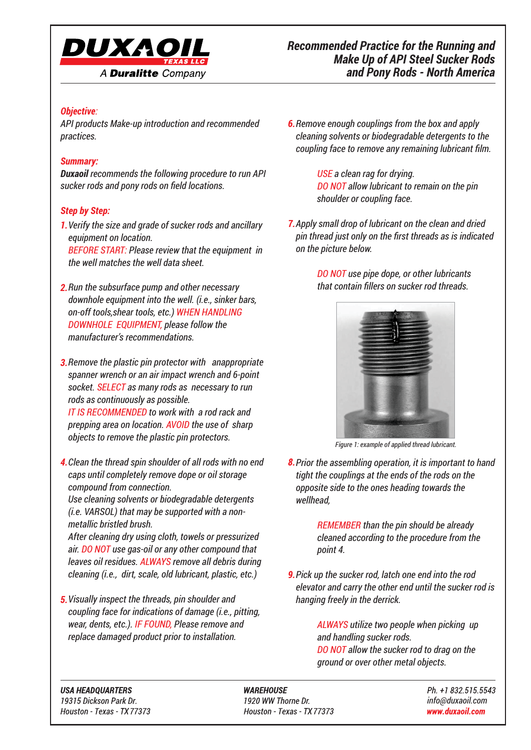**DUXAOIL** TEXAS LLC
A **Duralitte** Company

# Recommended Practice for the Running and Make Up of API Steel Sucker Rods and Pony Rods - North America

***Objective:***
*API products Make-up introduction and recommended practices.*

***Summary:***
***Duxaoil** recommends the following procedure to run API sucker rods and pony rods on field locations.*

***Step by Step:***

1. *Verify the size and grade of sucker rods and ancillary equipment on location.*
   *BEFORE START: Please review that the equipment in the well matches the well data sheet.*

2. *Run the subsurface pump and other necessary downhole equipment into the well. (i.e., sinker bars, on-off tools,shear tools, etc.) WHEN HANDLING DOWNHOLE EQUIPMENT, please follow the manufacturer's recommendations.*

3. *Remove the plastic pin protector with anappropriate spanner wrench or an air impact wrench and 6-point socket. SELECT as many rods as necessary to run rods as continuously as possible.*
   *IT IS RECOMMENDED to work with a rod rack and prepping area on location. AVOID the use of sharp objects to remove the plastic pin protectors.*

4. *Clean the thread spin shoulder of all rods with no end caps until completely remove dope or oil storage compound from connection.*
   *Use cleaning solvents or biodegradable detergents (i.e. VARSOL) that may be supported with a non-metallic bristled brush.*
   *After cleaning dry using cloth, towels or pressurized air. DO NOT use gas-oil or any other compound that leaves oil residues. ALWAYS remove all debris during cleaning (i.e., dirt, scale, old lubricant, plastic, etc.)*

5. *Visually inspect the threads, pin shoulder and coupling face for indications of damage (i.e., pitting, wear, dents, etc.). IF FOUND, Please remove and replace damaged product prior to installation.*

6. *Remove enough couplings from the box and apply cleaning solvents or biodegradable detergents to the coupling face to remove any remaining lubricant film.*

   *USE a clean rag for drying.*
   *DO NOT allow lubricant to remain on the pin shoulder or coupling face.*

7. *Apply small drop of lubricant on the clean and dried pin thread just only on the first threads as is indicated on the picture below.*

   *DO NOT use pipe dope, or other lubricants that contain fillers on sucker rod threads.*

   *Figure 1: example of applied thread lubricant.*

8. *Prior the assembling operation, it is important to hand tight the couplings at the ends of the rods on the opposite side to the ones heading towards the wellhead,*

   *REMEMBER than the pin should be already cleaned according to the procedure from the point 4.*

9. *Pick up the sucker rod, latch one end into the rod elevator and carry the other end until the sucker rod is hanging freely in the derrick.*

   *ALWAYS utilize two people when picking up and handling sucker rods.*
   *DO NOT allow the sucker rod to drag on the ground or over other metal objects.*

***USA HEADQUARTERS***
*19315 Dickson Park Dr.*
*Houston - Texas - TX 77373*

***WAREHOUSE***
*1920 WW Thorne Dr.*
*Houston - Texas - TX 77373*

*Ph. +1 832.515.5543*
*info@duxaoil.com*
***www.duxaoil.com***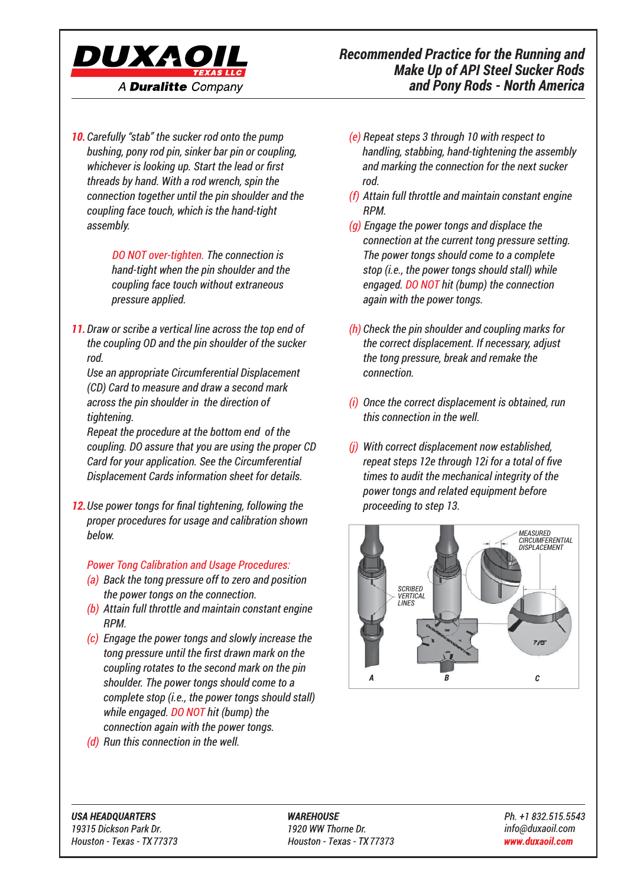**10.** Carefully "stab" the sucker rod onto the pump bushing, pony rod pin, sinker bar pin or coupling, whichever is looking up. Start the lead or first threads by hand. With a rod wrench, spin the connection together until the pin shoulder and the coupling face touch, which is the hand-tight assembly.

> DO NOT over-tighten. The connection is hand-tight when the pin shoulder and the coupling face touch without extraneous pressure applied.

**11.** Draw or scribe a vertical line across the top end of the coupling OD and the pin shoulder of the sucker rod.
Use an appropriate Circumferential Displacement (CD) Card to measure and draw a second mark across the pin shoulder in the direction of tightening.
Repeat the procedure at the bottom end of the coupling. DO assure that you are using the proper CD Card for your application. See the Circumferential Displacement Cards information sheet for details.

**12.** Use power tongs for final tightening, following the proper procedures for usage and calibration shown below.

*Power Tong Calibration and Usage Procedures:*

(a) Back the tong pressure off to zero and position the power tongs on the connection.
(b) Attain full throttle and maintain constant engine RPM.
(c) Engage the power tongs and slowly increase the tong pressure until the first drawn mark on the coupling rotates to the second mark on the pin shoulder. The power tongs should come to a complete stop (i.e., the power tongs should stall) while engaged. DO NOT hit (bump) the connection again with the power tongs.
(d) Run this connection in the well.
(e) Repeat steps 3 through 10 with respect to handling, stabbing, hand-tightening the assembly and marking the connection for the next sucker rod.
(f) Attain full throttle and maintain constant engine RPM.
(g) Engage the power tongs and displace the connection at the current tong pressure setting. The power tongs should come to a complete stop (i.e., the power tongs should stall) while engaged. DO NOT hit (bump) the connection again with the power tongs.
(h) Check the pin shoulder and coupling marks for the correct displacement. If necessary, adjust the tong pressure, break and remake the connection.
(i) Once the correct displacement is obtained, run this connection in the well.
(j) With correct displacement now established, repeat steps 12e through 12i for a total of five times to audit the mechanical integrity of the power tongs and related equipment before proceeding to step 13.

SCRIBED VERTICAL LINES — MEASURED CIRCUMFERENTIAL DISPLACEMENT — 7/8" — A — B — C

**USA HEADQUARTERS**
19315 Dickson Park Dr.
Houston - Texas - TX 77373

**WAREHOUSE**
1920 WW Thorne Dr.
Houston - Texas - TX 77373

Ph. +1 832.515.5543
info@duxaoil.com
**www.duxaoil.com**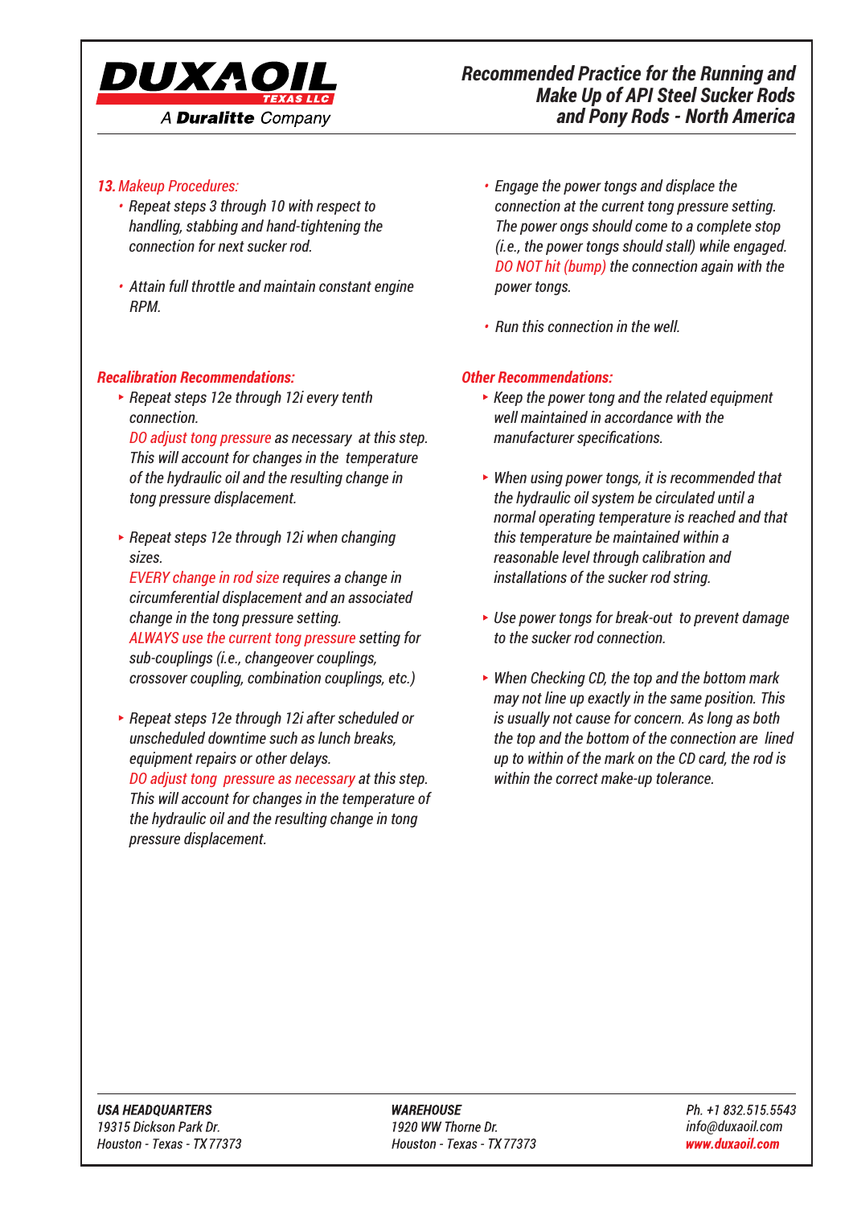**13.** *Makeup Procedures:*

- *Repeat steps 3 through 10 with respect to handling, stabbing and hand-tightening the connection for next sucker rod.*
- *Attain full throttle and maintain constant engine RPM.*
- *Engage the power tongs and displace the connection at the current tong pressure setting. The power ongs should come to a complete stop (i.e., the power tongs should stall) while engaged. DO NOT hit (bump) the connection again with the power tongs.*
- *Run this connection in the well.*

***Recalibration Recommendations:***

- *Repeat steps 12e through 12i every tenth connection.*
  *DO adjust tong pressure as necessary at this step. This will account for changes in the temperature of the hydraulic oil and the resulting change in tong pressure displacement.*
- *Repeat steps 12e through 12i when changing sizes.*
  *EVERY change in rod size requires a change in circumferential displacement and an associated change in the tong pressure setting.*
  *ALWAYS use the current tong pressure setting for sub-couplings (i.e., changeover couplings, crossover coupling, combination couplings, etc.)*
- *Repeat steps 12e through 12i after scheduled or unscheduled downtime such as lunch breaks, equipment repairs or other delays.*
  *DO adjust tong pressure as necessary at this step. This will account for changes in the temperature of the hydraulic oil and the resulting change in tong pressure displacement.*

***Other Recommendations:***

- *Keep the power tong and the related equipment well maintained in accordance with the manufacturer specifications.*
- *When using power tongs, it is recommended that the hydraulic oil system be circulated until a normal operating temperature is reached and that this temperature be maintained within a reasonable level through calibration and installations of the sucker rod string.*
- *Use power tongs for break-out to prevent damage to the sucker rod connection.*
- *When Checking CD, the top and the bottom mark may not line up exactly in the same position. This is usually not cause for concern. As long as both the top and the bottom of the connection are lined up to within of the mark on the CD card, the rod is within the correct make-up tolerance.*